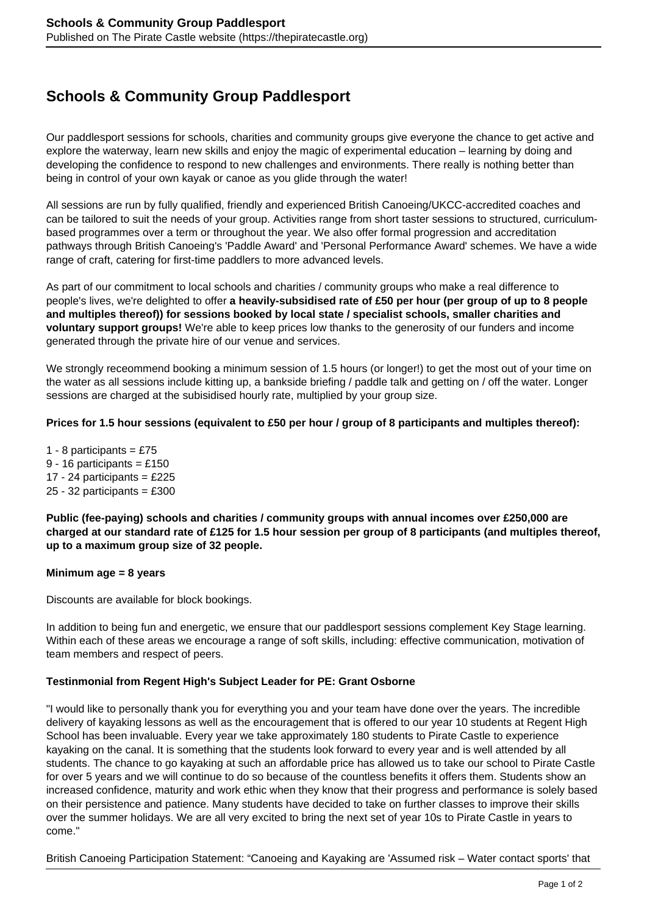# Schools & Community Group Paddlesport

Our paddlesport sessions for schools, charities and community groups give everyone the chance to get active and explore the waterway, learn new skills and enjoy the magic of experimental education – learning by doing and developing the confidence to respond to new challenges and environments. There really is nothing better than being in control of your own kayak or canoe as you glide through the water!

All sessions are run by fully qualified, friendly and experienced British Canoeing/UKCC-accredited coaches and can be tailored to suit the needs of your group. Activities range from short taster sessions to structured, curriculum-based programmes over a term or throughout the year. We also offer formal progression and accreditation pathways through British Canoeing's 'Paddle Award' and 'Personal Performance Award' schemes. We have a wide range of craft, catering for first-time paddlers to more advanced levels.

As part of our commitment to local schools and charities / community groups who make a real difference to people's lives, we're delighted to offer **a heavily-subsidised rate of £50 per hour (per group of up to 8 people and multiples thereof)) for sessions booked by local state / specialist schools, smaller charities and voluntary support groups!** We're able to keep prices low thanks to the generosity of our funders and income generated through the private hire of our venue and services.

We strongly receommend booking a minimum session of 1.5 hours (or longer!) to get the most out of your time on the water as all sessions include kitting up, a bankside briefing / paddle talk and getting on / off the water. Longer sessions are charged at the subisidised hourly rate, multiplied by your group size.

**Prices for 1.5 hour sessions (equivalent to £50 per hour / group of 8 participants and multiples thereof):**

1 - 8 participants = £75
9 - 16 participants = £150
17 - 24 participants = £225
25 - 32 participants = £300

**Public (fee-paying) schools and charities / community groups with annual incomes over £250,000 are charged at our standard rate of £125 for 1.5 hour session per group of 8 participants (and multiples thereof, up to a maximum group size of 32 people.**

**Minimum age = 8 years**

Discounts are available for block bookings.

In addition to being fun and energetic, we ensure that our paddlesport sessions complement Key Stage learning. Within each of these areas we encourage a range of soft skills, including: effective communication, motivation of team members and respect of peers.

**Testinmonial from Regent High's Subject Leader for PE: Grant Osborne**

"I would like to personally thank you for everything you and your team have done over the years. The incredible delivery of kayaking lessons as well as the encouragement that is offered to our year 10 students at Regent High School has been invaluable. Every year we take approximately 180 students to Pirate Castle to experience kayaking on the canal. It is something that the students look forward to every year and is well attended by all students. The chance to go kayaking at such an affordable price has allowed us to take our school to Pirate Castle for over 5 years and we will continue to do so because of the countless benefits it offers them. Students show an increased confidence, maturity and work ethic when they know that their progress and performance is solely based on their persistence and patience. Many students have decided to take on further classes to improve their skills over the summer holidays. We are all very excited to bring the next set of year 10s to Pirate Castle in years to come."

British Canoeing Participation Statement: “Canoeing and Kayaking are 'Assumed risk – Water contact sports' that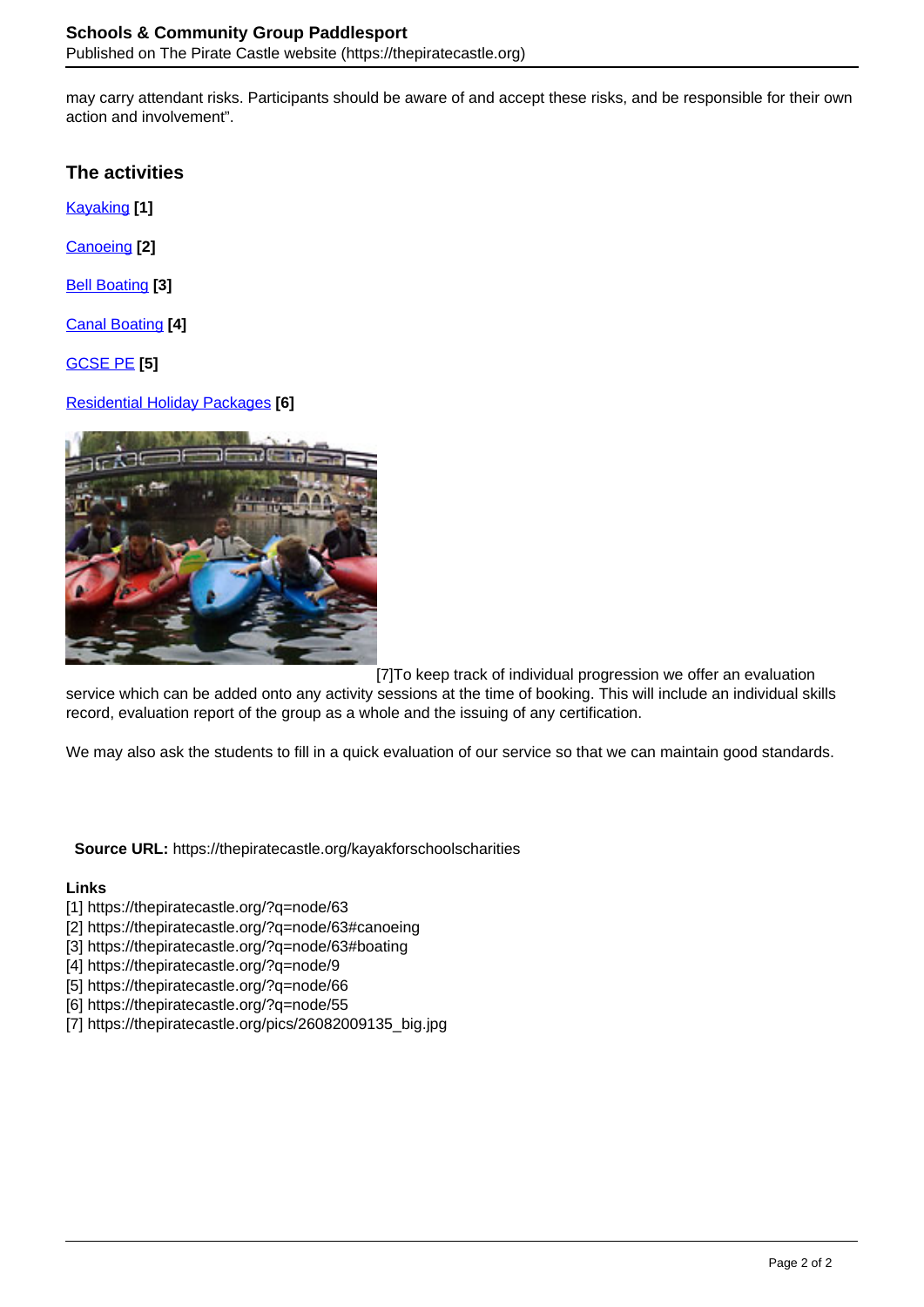may carry attendant risks. Participants should be aware of and accept these risks, and be responsible for their own action and involvement".

## The activities

Kayaking **[1]**

Canoeing **[2]**

Bell Boating **[3]**

Canal Boating **[4]**

GCSE PE **[5]**

Residential Holiday Packages **[6]**

[7]To keep track of individual progression we offer an evaluation service which can be added onto any activity sessions at the time of booking. This will include an individual skills record, evaluation report of the group as a whole and the issuing of any certification.

We may also ask the students to fill in a quick evaluation of our service so that we can maintain good standards.

**Source URL:** https://thepiratecastle.org/kayakforschoolscharities

**Links**
[1] https://thepiratecastle.org/?q=node/63
[2] https://thepiratecastle.org/?q=node/63#canoeing
[3] https://thepiratecastle.org/?q=node/63#boating
[4] https://thepiratecastle.org/?q=node/9
[5] https://thepiratecastle.org/?q=node/66
[6] https://thepiratecastle.org/?q=node/55
[7] https://thepiratecastle.org/pics/26082009135_big.jpg